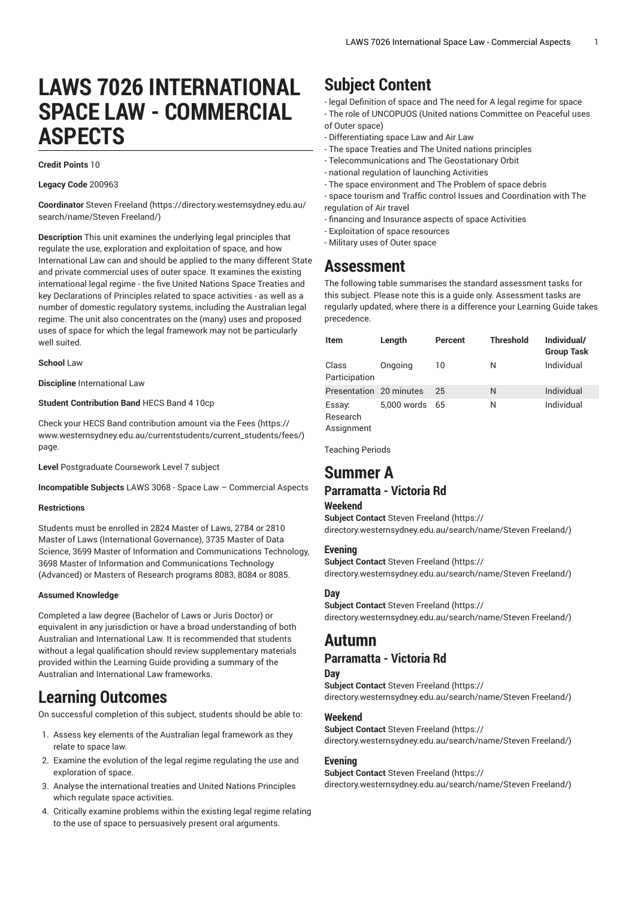# LAWS 7026 INTERNATIONAL SPACE LAW - COMMERCIAL ASPECTS

**Credit Points** 10

**Legacy Code** 200963

**Coordinator** Steven Freeland (https://directory.westernsydney.edu.au/search/name/Steven Freeland/)

**Description** This unit examines the underlying legal principles that regulate the use, exploration and exploitation of space, and how International Law can and should be applied to the many different State and private commercial uses of outer space. It examines the existing international legal regime - the five United Nations Space Treaties and key Declarations of Principles related to space activities - as well as a number of domestic regulatory systems, including the Australian legal regime. The unit also concentrates on the (many) uses and proposed uses of space for which the legal framework may not be particularly well suited.

**School** Law

**Discipline** International Law

**Student Contribution Band** HECS Band 4 10cp

Check your HECS Band contribution amount via the Fees (https://www.westernsydney.edu.au/currentstudents/current_students/fees/) page.

**Level** Postgraduate Coursework Level 7 subject

**Incompatible Subjects** LAWS 3068 - Space Law – Commercial Aspects

**Restrictions**

Students must be enrolled in 2824 Master of Laws, 2784 or 2810 Master of Laws (International Governance), 3735 Master of Data Science, 3699 Master of Information and Communications Technology, 3698 Master of Information and Communications Technology (Advanced) or Masters of Research programs 8083, 8084 or 8085.

**Assumed Knowledge**

Completed a law degree (Bachelor of Laws or Juris Doctor) or equivalent in any jurisdiction or have a broad understanding of both Australian and International Law. It is recommended that students without a legal qualification should review supplementary materials provided within the Learning Guide providing a summary of the Australian and International Law frameworks.

## Learning Outcomes

On successful completion of this subject, students should be able to:

1. Assess key elements of the Australian legal framework as they relate to space law.
2. Examine the evolution of the legal regime regulating the use and exploration of space.
3. Analyse the international treaties and United Nations Principles which regulate space activities.
4. Critically examine problems within the existing legal regime relating to the use of space to persuasively present oral arguments.

## Subject Content

- legal Definition of space and The need for A legal regime for space
- The role of UNCOPUOS (United nations Committee on Peaceful uses of Outer space)
- Differentiating space Law and Air Law
- The space Treaties and The United nations principles
- Telecommunications and The Geostationary Orbit
- national regulation of launching Activities
- The space environment and The Problem of space debris
- space tourism and Traffic control Issues and Coordination with The regulation of Air travel
- financing and Insurance aspects of space Activities
- Exploitation of space resources
- Military uses of Outer space

## Assessment

The following table summarises the standard assessment tasks for this subject. Please note this is a guide only. Assessment tasks are regularly updated, where there is a difference your Learning Guide takes precedence.

| Item | Length | Percent | Threshold | Individual/ Group Task |
|---|---|---|---|---|
| Class Participation | Ongoing | 10 | N | Individual |
| Presentation | 20 minutes | 25 | N | Individual |
| Essay: Research Assignment | 5,000 words | 65 | N | Individual |

Teaching Periods

## Summer A

### Parramatta - Victoria Rd

#### Weekend

**Subject Contact** Steven Freeland (https://directory.westernsydney.edu.au/search/name/Steven Freeland/)

#### Evening

**Subject Contact** Steven Freeland (https://directory.westernsydney.edu.au/search/name/Steven Freeland/)

#### Day

**Subject Contact** Steven Freeland (https://directory.westernsydney.edu.au/search/name/Steven Freeland/)

## Autumn

### Parramatta - Victoria Rd

#### Day

**Subject Contact** Steven Freeland (https://directory.westernsydney.edu.au/search/name/Steven Freeland/)

#### Weekend

**Subject Contact** Steven Freeland (https://directory.westernsydney.edu.au/search/name/Steven Freeland/)

#### Evening

**Subject Contact** Steven Freeland (https://directory.westernsydney.edu.au/search/name/Steven Freeland/)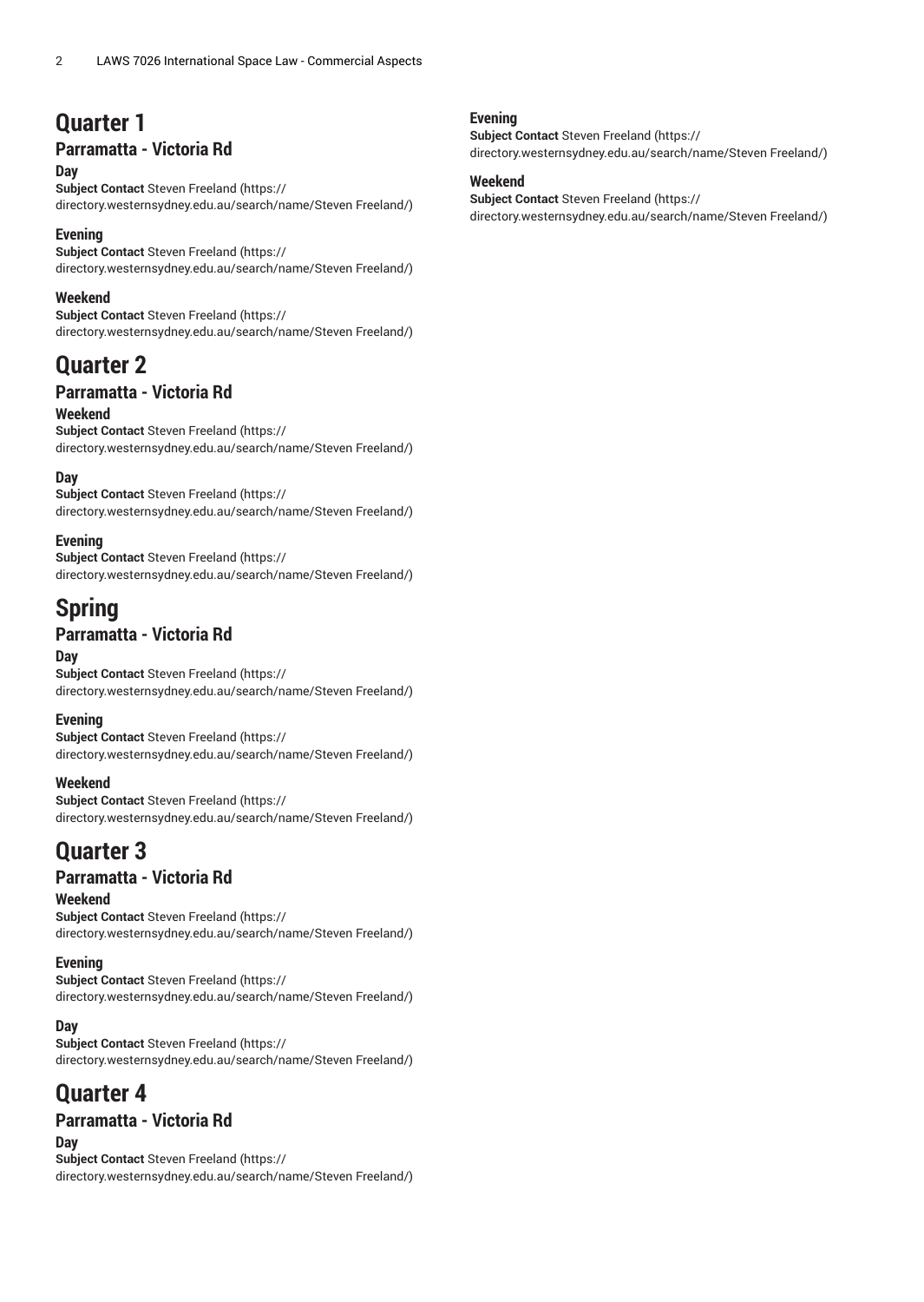# Quarter 1

## Parramatta - Victoria Rd

### Day

**Subject Contact** Steven Freeland (https://directory.westernsydney.edu.au/search/name/Steven Freeland/)

### Evening

**Subject Contact** Steven Freeland (https://directory.westernsydney.edu.au/search/name/Steven Freeland/)

### Weekend

**Subject Contact** Steven Freeland (https://directory.westernsydney.edu.au/search/name/Steven Freeland/)

# Quarter 2

## Parramatta - Victoria Rd

### Weekend

**Subject Contact** Steven Freeland (https://directory.westernsydney.edu.au/search/name/Steven Freeland/)

### Day

**Subject Contact** Steven Freeland (https://directory.westernsydney.edu.au/search/name/Steven Freeland/)

### Evening

**Subject Contact** Steven Freeland (https://directory.westernsydney.edu.au/search/name/Steven Freeland/)

# Spring

## Parramatta - Victoria Rd

### Day

**Subject Contact** Steven Freeland (https://directory.westernsydney.edu.au/search/name/Steven Freeland/)

### Evening

**Subject Contact** Steven Freeland (https://directory.westernsydney.edu.au/search/name/Steven Freeland/)

### Weekend

**Subject Contact** Steven Freeland (https://directory.westernsydney.edu.au/search/name/Steven Freeland/)

# Quarter 3

## Parramatta - Victoria Rd

### Weekend

**Subject Contact** Steven Freeland (https://directory.westernsydney.edu.au/search/name/Steven Freeland/)

### Evening

**Subject Contact** Steven Freeland (https://directory.westernsydney.edu.au/search/name/Steven Freeland/)

### Day

**Subject Contact** Steven Freeland (https://directory.westernsydney.edu.au/search/name/Steven Freeland/)

# Quarter 4

## Parramatta - Victoria Rd

### Day

**Subject Contact** Steven Freeland (https://directory.westernsydney.edu.au/search/name/Steven Freeland/)

### Evening

**Subject Contact** Steven Freeland (https://directory.westernsydney.edu.au/search/name/Steven Freeland/)

### Weekend

**Subject Contact** Steven Freeland (https://directory.westernsydney.edu.au/search/name/Steven Freeland/)